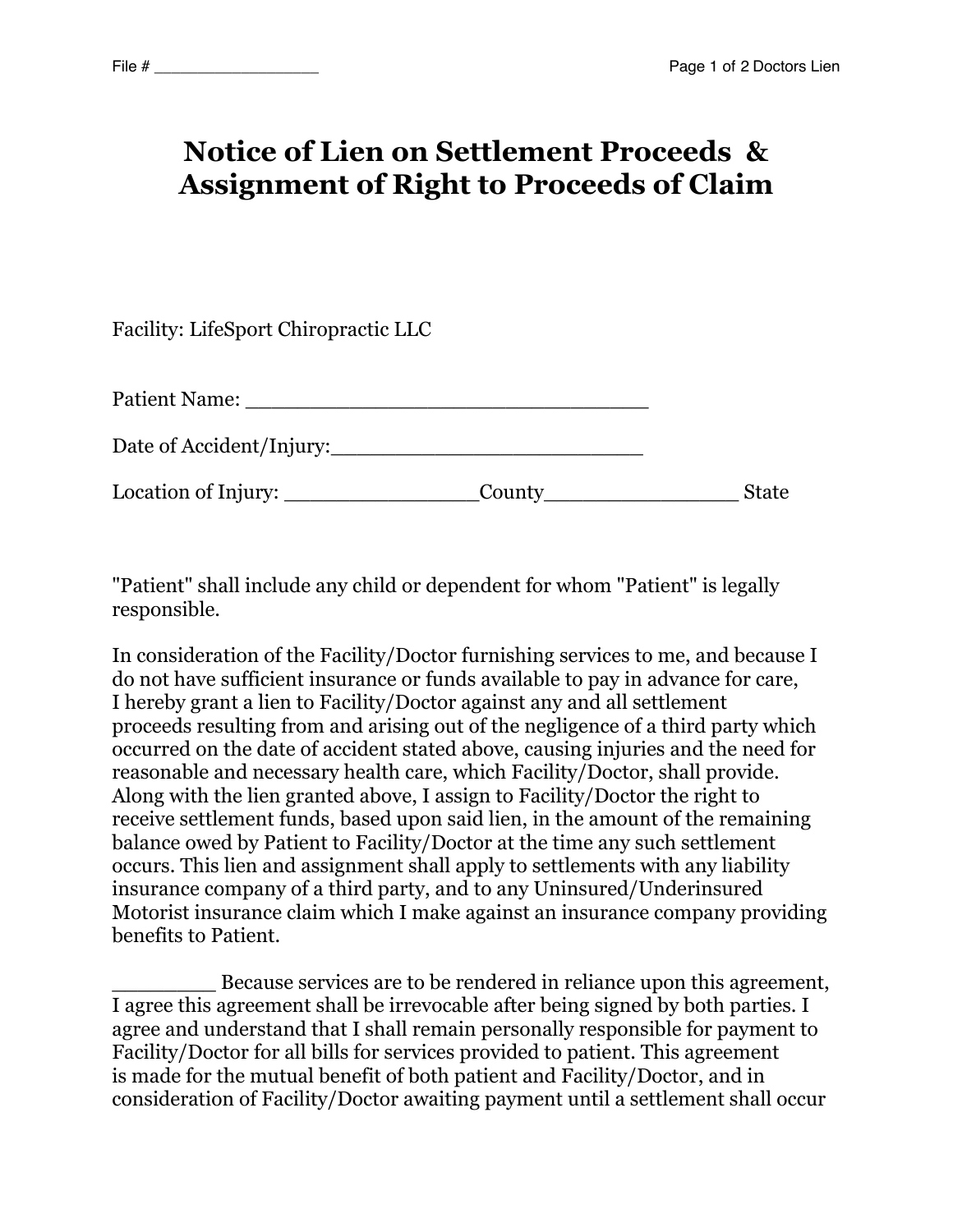File # __________________

# Notice of Lien on Settlement Proceeds & Assignment of Right to Proceeds of Claim

Facility: LifeSport Chiropractic LLC

Patient Name: ________________________________

Date of Accident/Injury:_________________________

Location of Injury: _______________County_______________ State

"Patient" shall include any child or dependent for whom "Patient" is legally responsible.

In consideration of the Facility/Doctor furnishing services to me, and because I do not have sufficient insurance or funds available to pay in advance for care, I hereby grant a lien to Facility/Doctor against any and all settlement proceeds resulting from and arising out of the negligence of a third party which occurred on the date of accident stated above, causing injuries and the need for reasonable and necessary health care, which Facility/Doctor, shall provide. Along with the lien granted above, I assign to Facility/Doctor the right to receive settlement funds, based upon said lien, in the amount of the remaining balance owed by Patient to Facility/Doctor at the time any such settlement occurs. This lien and assignment shall apply to settlements with any liability insurance company of a third party, and to any Uninsured/Underinsured Motorist insurance claim which I make against an insurance company providing benefits to Patient.

________ Because services are to be rendered in reliance upon this agreement, I agree this agreement shall be irrevocable after being signed by both parties. I agree and understand that I shall remain personally responsible for payment to Facility/Doctor for all bills for services provided to patient. This agreement is made for the mutual benefit of both patient and Facility/Doctor, and in consideration of Facility/Doctor awaiting payment until a settlement shall occur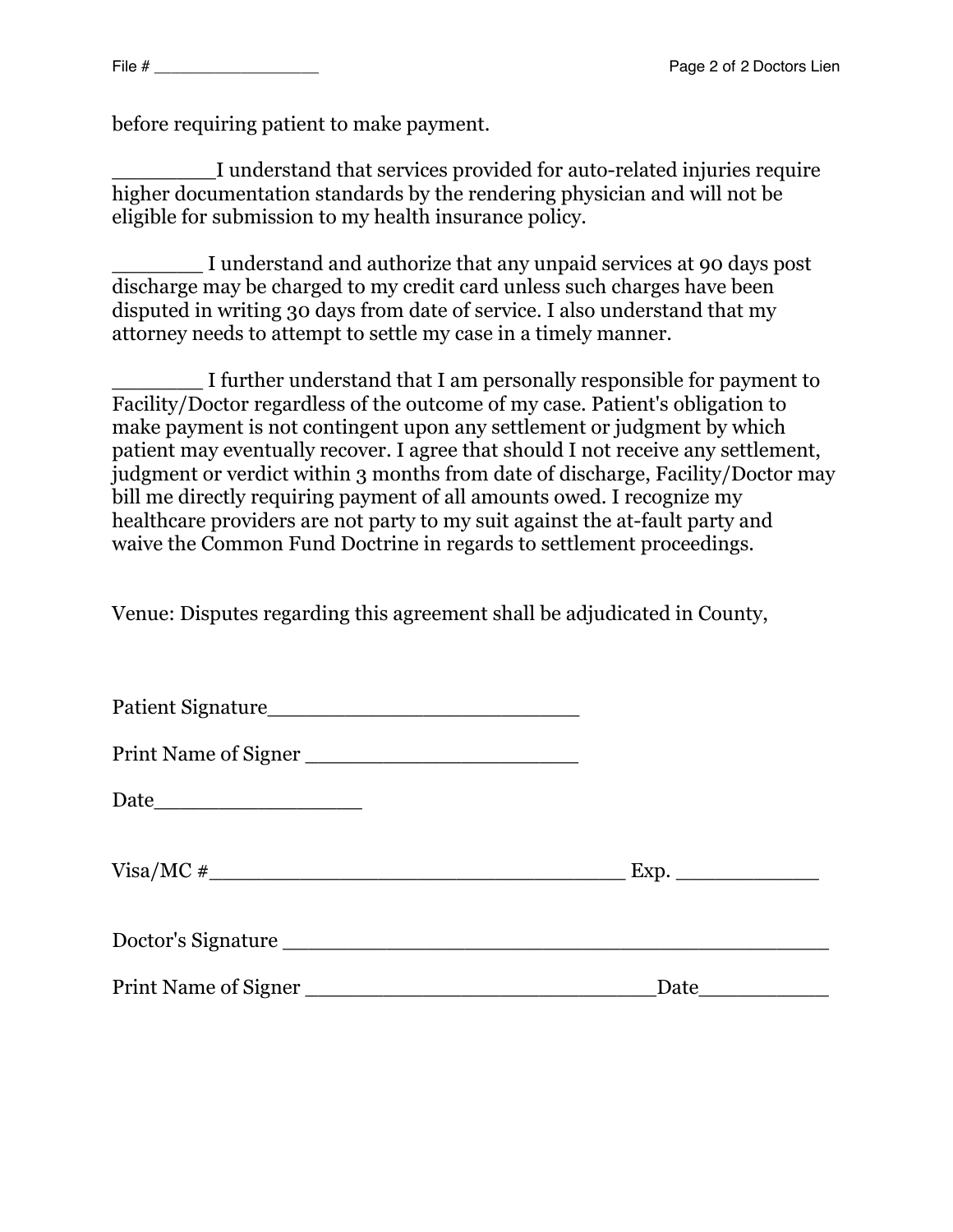before requiring patient to make payment.

________I understand that services provided for auto-related injuries require higher documentation standards by the rendering physician and will not be eligible for submission to my health insurance policy.

_______ I understand and authorize that any unpaid services at 90 days post discharge may be charged to my credit card unless such charges have been disputed in writing 30 days from date of service. I also understand that my attorney needs to attempt to settle my case in a timely manner.

_______ I further understand that I am personally responsible for payment to Facility/Doctor regardless of the outcome of my case. Patient's obligation to make payment is not contingent upon any settlement or judgment by which patient may eventually recover. I agree that should I not receive any settlement, judgment or verdict within 3 months from date of discharge, Facility/Doctor may bill me directly requiring payment of all amounts owed. I recognize my healthcare providers are not party to my suit against the at-fault party and waive the Common Fund Doctrine in regards to settlement proceedings.

Venue: Disputes regarding this agreement shall be adjudicated in County,

Patient Signature________________________

Print Name of Signer ______________________

Date_________________

Visa/MC #__________________________________ Exp. ___________

Doctor's Signature ____________________________________________

Print Name of Signer ____________________________Date___________